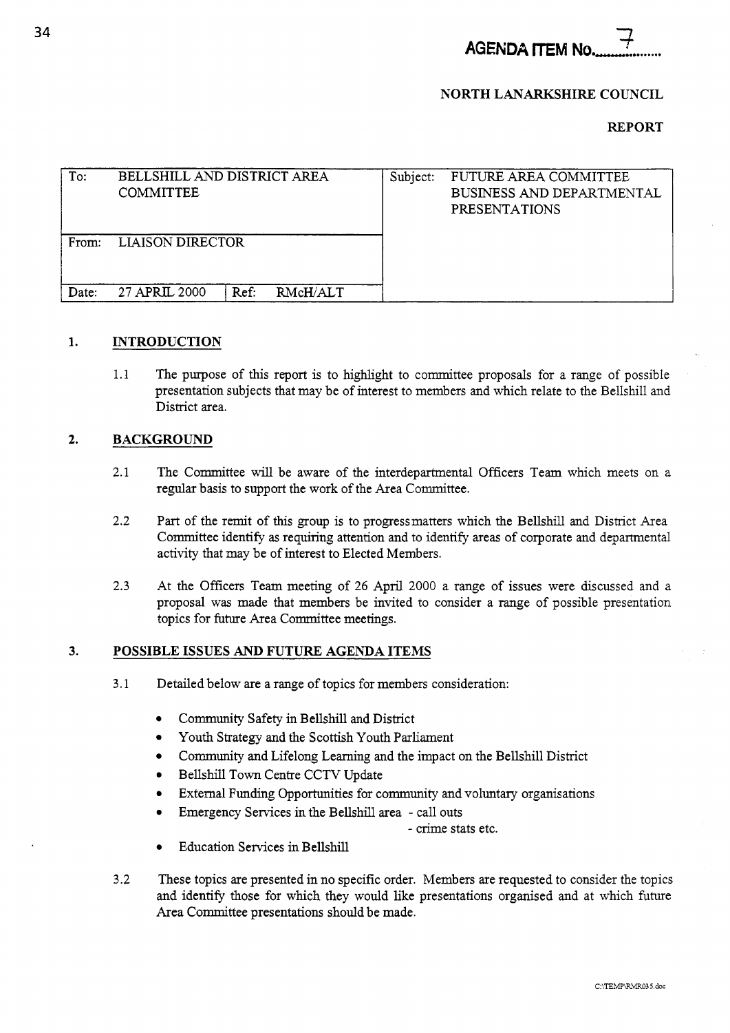**AGENDA ITEM No. 7**

**NORTH LANARKSHIRE COUNCIL**

**REPORT**

| To: | BELLSHILL AND DISTRICT AREA COMMITTEE | | | Subject: | FUTURE AREA COMMITTEE BUSINESS AND DEPARTMENTAL PRESENTATIONS |
|---|---|---|---|---|---|
| From: | LIAISON DIRECTOR | | | | |
| Date: | 27 APRIL 2000 | Ref: | RMcH/ALT | | |

## 1. INTRODUCTION

1.1 The purpose of this report is to highlight to committee proposals for a range of possible presentation subjects that may be of interest to members and which relate to the Bellshill and District area.

## 2. BACKGROUND

2.1 The Committee will be aware of the interdepartmental Officers Team which meets on a regular basis to support the work of the Area Committee.

2.2 Part of the remit of this group is to progress matters which the Bellshill and District Area Committee identify as requiring attention and to identify areas of corporate and departmental activity that may be of interest to Elected Members.

2.3 At the Officers Team meeting of 26 April 2000 a range of issues were discussed and a proposal was made that members be invited to consider a range of possible presentation topics for future Area Committee meetings.

## 3. POSSIBLE ISSUES AND FUTURE AGENDA ITEMS

3.1 Detailed below are a range of topics for members consideration:

- Community Safety in Bellshill and District
- Youth Strategy and the Scottish Youth Parliament
- Community and Lifelong Learning and the impact on the Bellshill District
- Bellshill Town Centre CCTV Update
- External Funding Opportunities for community and voluntary organisations
- Emergency Services in the Bellshill area - call outs
  - crime stats etc.
- Education Services in Bellshill

3.2 These topics are presented in no specific order. Members are requested to consider the topics and identify those for which they would like presentations organised and at which future Area Committee presentations should be made.

C:\TEMP\RMR035.doc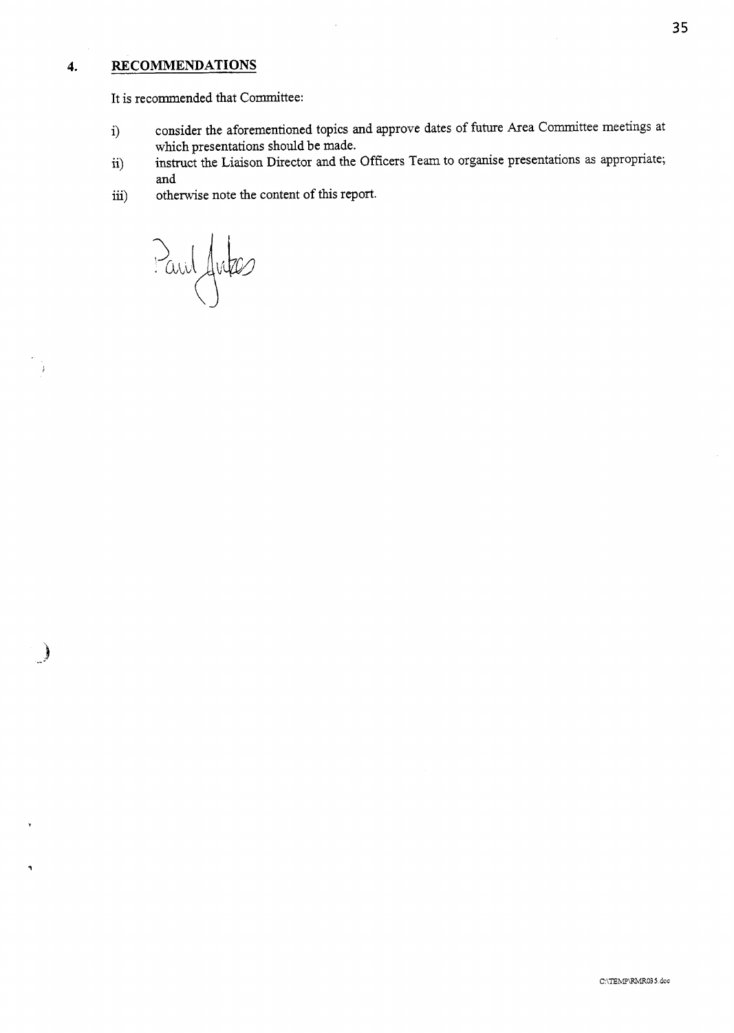## 4. RECOMMENDATIONS

It is recommended that Committee:

i) consider the aforementioned topics and approve dates of future Area Committee meetings at which presentations should be made.

ii) instruct the Liaison Director and the Officers Team to organise presentations as appropriate; and

iii) otherwise note the content of this report.

Paul Jukes

C:\TEMP\RMR035.doc